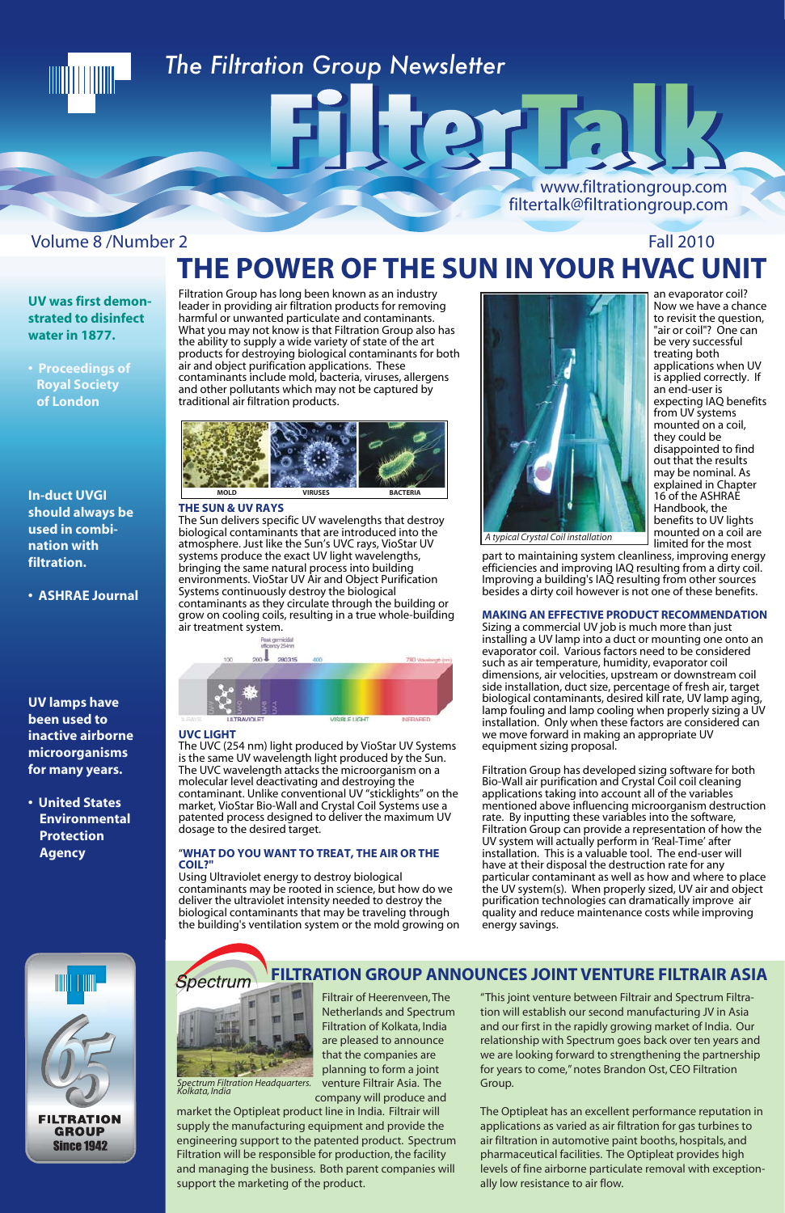# The Filtration Group Newsletter

# FilterTalk

www.filtrationgroup.com
filtertalk@filtrationgroup.com

Volume 8 /Number 2 — Fall 2010

**UV was first demonstrated to disinfect water in 1877.**

- **Proceedings of Royal Society of London**

**In-duct UVGI should always be used in combination with filtration.**

- **ASHRAE Journal**

**UV lamps have been used to inactive airborne microorganisms for many years.**

- **United States Environmental Protection Agency**

FILTRATION GROUP Since 1942

## THE POWER OF THE SUN IN YOUR HVAC UNIT

Filtration Group has long been known as an industry leader in providing air filtration products for removing harmful or unwanted particulate and contaminants. What you may not know is that Filtration Group also has the ability to supply a wide variety of state of the art products for destroying biological contaminants for both air and object purification applications. These contaminants include mold, bacteria, viruses, allergens and other pollutants which may not be captured by traditional air filtration products.

MOLD — VIRUSES — BACTERIA

### THE SUN & UV RAYS

The Sun delivers specific UV wavelengths that destroy biological contaminants that are introduced into the atmosphere. Just like the Sun's UVC rays, VioStar UV systems produce the exact UV light wavelengths, bringing the same natural process into building environments. VioStar UV Air and Object Purification Systems continuously destroy the biological contaminants as they circulate through the building or grow on cooling coils, resulting in a true whole-building air treatment system.

### UVC LIGHT

The UVC (254 nm) light produced by VioStar UV Systems is the same UV wavelength light produced by the Sun. The UVC wavelength attacks the microorganism on a molecular level deactivating and destroying the contaminant. Unlike conventional UV "sticklights" on the market, VioStar Bio-Wall and Crystal Coil Systems use a patented process designed to deliver the maximum UV dosage to the desired target.

### "WHAT DO YOU WANT TO TREAT, THE AIR OR THE COIL?"

Using Ultraviolet energy to destroy biological contaminants may be rooted in science, but how do we deliver the ultraviolet intensity needed to destroy the biological contaminants that may be traveling through the building's ventilation system or the mold growing on an evaporator coil? Now we have a chance to revisit the question, "air or coil"? One can be very successful treating both applications when UV is applied correctly. If an end-user is expecting IAQ benefits from UV systems mounted on a coil, they could be disappointed to find out that the results may be nominal. As explained in Chapter 16 of the ASHRAE Handbook, the benefits to UV lights mounted on a coil are limited for the most part to maintaining system cleanliness, improving energy efficiencies and improving IAQ resulting from a dirty coil. Improving a building's IAQ resulting from other sources besides a dirty coil however is not one of these benefits.

*A typical Crystal Coil installation*

### MAKING AN EFFECTIVE PRODUCT RECOMMENDATION

Sizing a commercial UV job is much more than just installing a UV lamp into a duct or mounting one onto an evaporator coil. Various factors need to be considered such as air temperature, humidity, evaporator coil dimensions, air velocities, upstream or downstream coil side installation, duct size, percentage of fresh air, target biological contaminants, desired kill rate, UV lamp aging, lamp fouling and lamp cooling when properly sizing a UV installation. Only when these factors are considered can we move forward in making an appropriate UV equipment sizing proposal.

Filtration Group has developed sizing software for both Bio-Wall air purification and Crystal Coil coil cleaning applications taking into account all of the variables mentioned above influencing microorganism destruction rate. By inputting these variables into the software, Filtration Group can provide a representation of how the UV system will actually perform in 'Real-Time' after installation. This is a valuable tool. The end-user will have at their disposal the destruction rate for any particular contaminant as well as how and where to place the UV system(s). When properly sized, UV air and object purification technologies can dramatically improve air quality and reduce maintenance costs while improving energy savings.

## FILTRATION GROUP ANNOUNCES JOINT VENTURE FILTRAIR ASIA

*Spectrum Filtration Headquarters. Kolkata, India*

Filtrair of Heerenveen, The Netherlands and Spectrum Filtration of Kolkata, India are pleased to announce that the companies are planning to form a joint venture Filtrair Asia. The company will produce and market the Optipleat product line in India. Filtrair will supply the manufacturing equipment and provide the engineering support to the patented product. Spectrum Filtration will be responsible for production, the facility and managing the business. Both parent companies will support the marketing of the product.

"This joint venture between Filtrair and Spectrum Filtration will establish our second manufacturing JV in Asia and our first in the rapidly growing market of India. Our relationship with Spectrum goes back over ten years and we are looking forward to strengthening the partnership for years to come," notes Brandon Ost, CEO Filtration Group.

The Optipleat has an excellent performance reputation in applications as varied as air filtration for gas turbines to air filtration in automotive paint booths, hospitals, and pharmaceutical facilities. The Optipleat provides high levels of fine airborne particulate removal with exceptionally low resistance to air flow.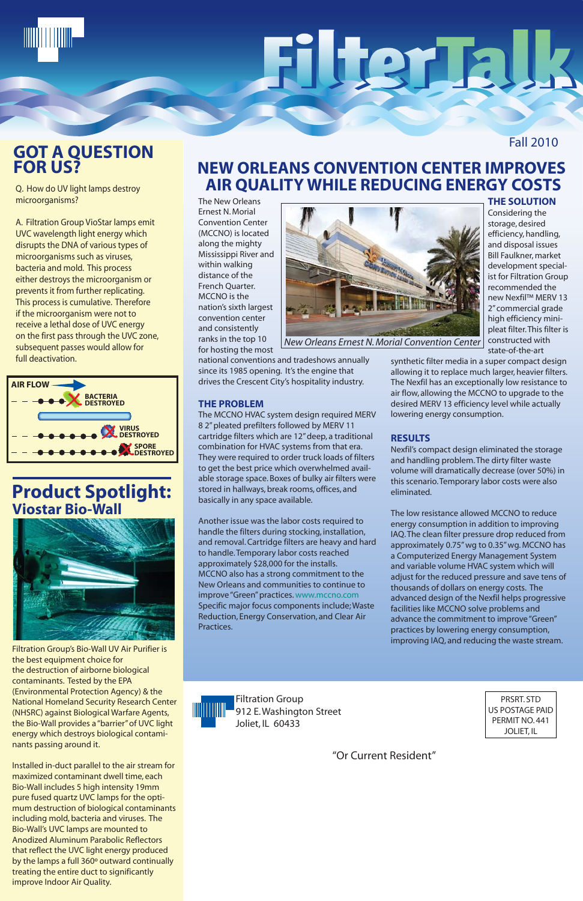# FilterTalk

Fall 2010

## GOT A QUESTION FOR US?

Q. How do UV light lamps destroy microorganisms?

A. Filtration Group VioStar lamps emit UVC wavelength light energy which disrupts the DNA of various types of microorganisms such as viruses, bacteria and mold. This process either destroys the microorganism or prevents it from further replicating. This process is cumulative. Therefore if the microorganism were not to receive a lethal dose of UVC energy on the first pass through the UVC zone, subsequent passes would allow for full deactivation.

AIR FLOW

BACTERIA DESTROYED

VIRUS DESTROYED

SPORE DESTROYED

## Product Spotlight: Viostar Bio-Wall

Filtration Group's Bio-Wall UV Air Purifier is the best equipment choice for the destruction of airborne biological contaminants. Tested by the EPA (Environmental Protection Agency) & the National Homeland Security Research Center (NHSRC) against Biological Warfare Agents, the Bio-Wall provides a "barrier" of UVC light energy which destroys biological contaminants passing around it.

Installed in-duct parallel to the air stream for maximized contaminant dwell time, each Bio-Wall includes 5 high intensity 19mm pure fused quartz UVC lamps for the optimum destruction of biological contaminants including mold, bacteria and viruses. The Bio-Wall's UVC lamps are mounted to Anodized Aluminum Parabolic Reflectors that reflect the UVC light energy produced by the lamps a full 360º outward continually treating the entire duct to significantly improve Indoor Air Quality.

## NEW ORLEANS CONVENTION CENTER IMPROVES AIR QUALITY WHILE REDUCING ENERGY COSTS

The New Orleans Ernest N. Morial Convention Center (MCCNO) is located along the mighty Mississippi River and within walking distance of the French Quarter. MCCNO is the nation's sixth largest convention center and consistently ranks in the top 10 for hosting the most national conventions and tradeshows annually since its 1985 opening. It's the engine that drives the Crescent City's hospitality industry.

*New Orleans Ernest N. Morial Convention Center*

### THE PROBLEM

The MCCNO HVAC system design required MERV 8 2" pleated prefilters followed by MERV 11 cartridge filters which are 12" deep, a traditional combination for HVAC systems from that era. They were required to order truck loads of filters to get the best price which overwhelmed available storage space. Boxes of bulky air filters were stored in hallways, break rooms, offices, and basically in any space available.

Another issue was the labor costs required to handle the filters during stocking, installation, and removal. Cartridge filters are heavy and hard to handle. Temporary labor costs reached approximately $28,000 for the installs. MCCNO also has a strong commitment to the New Orleans and communities to continue to improve "Green" practices. www.mccno.com Specific major focus components include; Waste Reduction, Energy Conservation, and Clear Air Practices.

### THE SOLUTION

Considering the storage, desired efficiency, handling, and disposal issues Bill Faulkner, market development specialist for Filtration Group recommended the new Nexfil™ MERV 13 2" commercial grade high efficiency mini-pleat filter. This filter is constructed with state-of-the-art synthetic filter media in a super compact design allowing it to replace much larger, heavier filters. The Nexfil has an exceptionally low resistance to air flow, allowing the MCCNO to upgrade to the desired MERV 13 efficiency level while actually lowering energy consumption.

### RESULTS

Nexfil's compact design eliminated the storage and handling problem. The dirty filter waste volume will dramatically decrease (over 50%) in this scenario. Temporary labor costs were also eliminated.

The low resistance allowed MCCNO to reduce energy consumption in addition to improving IAQ. The clean filter pressure drop reduced from approximately 0.75" wg to 0.35" wg. MCCNO has a Computerized Energy Management System and variable volume HVAC system which will adjust for the reduced pressure and save tens of thousands of dollars on energy costs. The advanced design of the Nexfil helps progressive facilities like MCCNO solve problems and advance the commitment to improve "Green" practices by lowering energy consumption, improving IAQ, and reducing the waste stream.

Filtration Group
912 E. Washington Street
Joliet, IL 60433

PRSRT. STD
US POSTAGE PAID
PERMIT NO. 441
JOLIET, IL

"Or Current Resident"